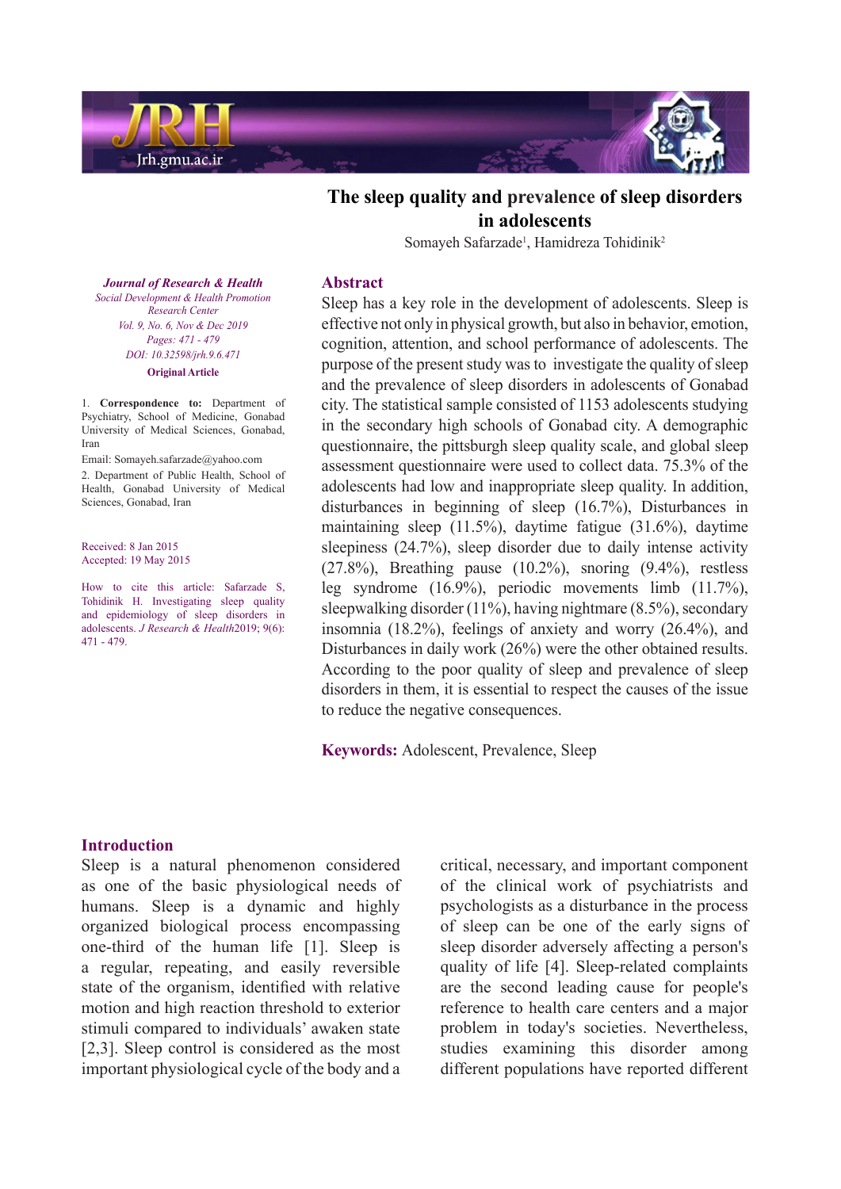# The sleep quality and prevalence of sleep disorders in adolescents

Somayeh Safarzade[1], Hamidreza Tohidinik[2]

*Journal of Research & Health*
*Social Development & Health Promotion Research Center*
*Vol. 9, No. 6, Nov & Dec 2019*
*Pages: 471 - 479*
*DOI: 10.32598/jrh.9.6.471*
**Original Article**

1. **Correspondence to:** Department of Psychiatry, School of Medicine, Gonabad University of Medical Sciences, Gonabad, Iran

Email: Somayeh.safarzade@yahoo.com

2. Department of Public Health, School of Health, Gonabad University of Medical Sciences, Gonabad, Iran

Received: 8 Jan 2015
Accepted: 19 May 2015

How to cite this article: Safarzade S, Tohidinik H. Investigating sleep quality and epidemiology of sleep disorders in adolescents. *J Research & Health* 2019; 9(6): 471 - 479.

## Abstract

Sleep has a key role in the development of adolescents. Sleep is effective not only in physical growth, but also in behavior, emotion, cognition, attention, and school performance of adolescents. The purpose of the present study was to investigate the quality of sleep and the prevalence of sleep disorders in adolescents of Gonabad city. The statistical sample consisted of 1153 adolescents studying in the secondary high schools of Gonabad city. A demographic questionnaire, the pittsburgh sleep quality scale, and global sleep assessment questionnaire were used to collect data. 75.3% of the adolescents had low and inappropriate sleep quality. In addition, disturbances in beginning of sleep (16.7%), Disturbances in maintaining sleep (11.5%), daytime fatigue (31.6%), daytime sleepiness (24.7%), sleep disorder due to daily intense activity (27.8%), Breathing pause (10.2%), snoring (9.4%), restless leg syndrome (16.9%), periodic movements limb (11.7%), sleepwalking disorder (11%), having nightmare (8.5%), secondary insomnia (18.2%), feelings of anxiety and worry (26.4%), and Disturbances in daily work (26%) were the other obtained results. According to the poor quality of sleep and prevalence of sleep disorders in them, it is essential to respect the causes of the issue to reduce the negative consequences.

**Keywords:** Adolescent, Prevalence, Sleep

## Introduction

Sleep is a natural phenomenon considered as one of the basic physiological needs of humans. Sleep is a dynamic and highly organized biological process encompassing one-third of the human life [1]. Sleep is a regular, repeating, and easily reversible state of the organism, identified with relative motion and high reaction threshold to exterior stimuli compared to individuals' awaken state [2,3]. Sleep control is considered as the most important physiological cycle of the body and a critical, necessary, and important component of the clinical work of psychiatrists and psychologists as a disturbance in the process of sleep can be one of the early signs of sleep disorder adversely affecting a person's quality of life [4]. Sleep-related complaints are the second leading cause for people's reference to health care centers and a major problem in today's societies. Nevertheless, studies examining this disorder among different populations have reported different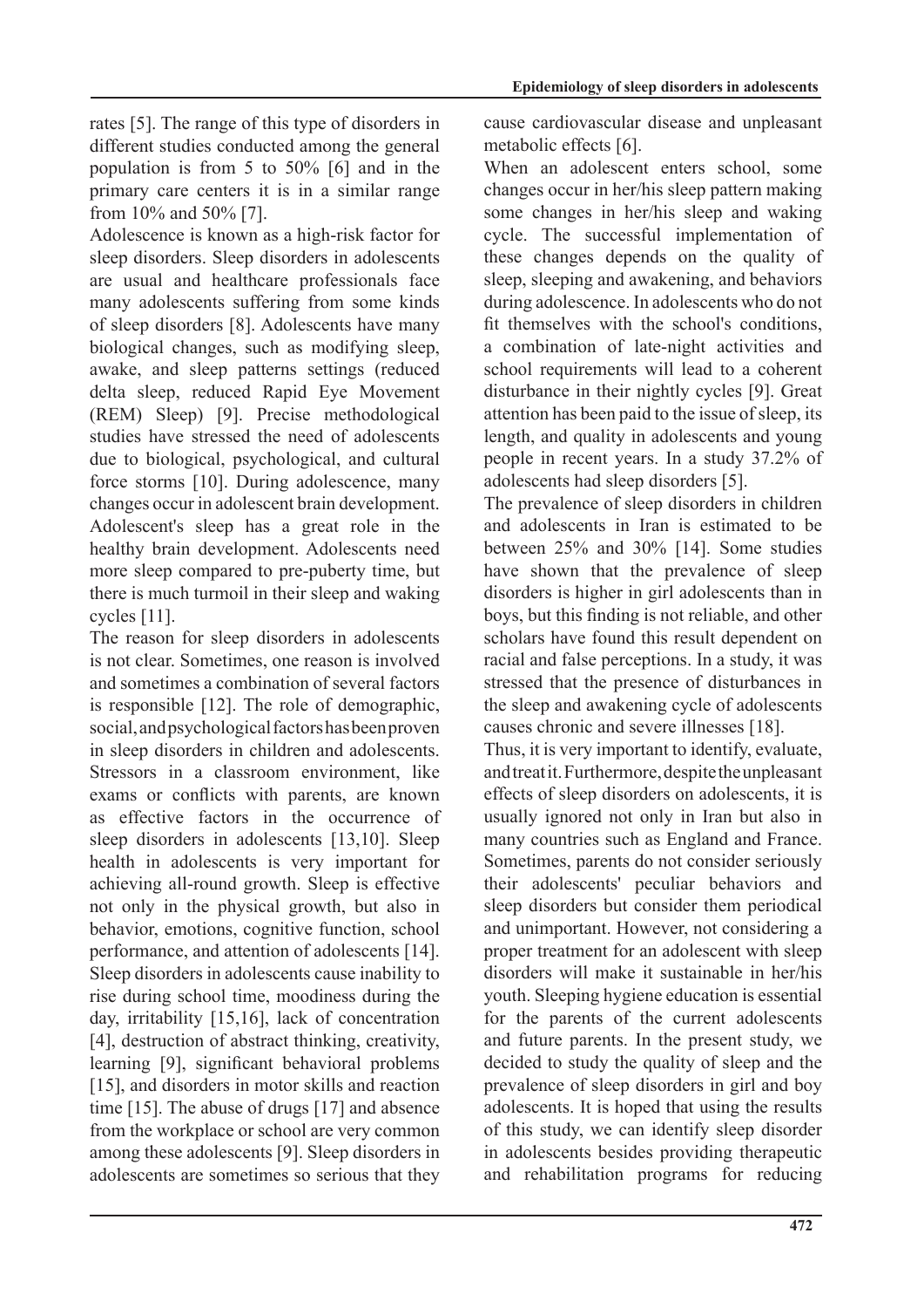rates [5]. The range of this type of disorders in different studies conducted among the general population is from 5 to 50% [6] and in the primary care centers it is in a similar range from 10% and 50% [7].

Adolescence is known as a high-risk factor for sleep disorders. Sleep disorders in adolescents are usual and healthcare professionals face many adolescents suffering from some kinds of sleep disorders [8]. Adolescents have many biological changes, such as modifying sleep, awake, and sleep patterns settings (reduced delta sleep, reduced Rapid Eye Movement (REM) Sleep) [9]. Precise methodological studies have stressed the need of adolescents due to biological, psychological, and cultural force storms [10]. During adolescence, many changes occur in adolescent brain development. Adolescent's sleep has a great role in the healthy brain development. Adolescents need more sleep compared to pre-puberty time, but there is much turmoil in their sleep and waking cycles [11].

The reason for sleep disorders in adolescents is not clear. Sometimes, one reason is involved and sometimes a combination of several factors is responsible [12]. The role of demographic, social, and psychological factors has been proven in sleep disorders in children and adolescents. Stressors in a classroom environment, like exams or conflicts with parents, are known as effective factors in the occurrence of sleep disorders in adolescents [13,10]. Sleep health in adolescents is very important for achieving all-round growth. Sleep is effective not only in the physical growth, but also in behavior, emotions, cognitive function, school performance, and attention of adolescents [14]. Sleep disorders in adolescents cause inability to rise during school time, moodiness during the day, irritability [15,16], lack of concentration [4], destruction of abstract thinking, creativity, learning [9], significant behavioral problems [15], and disorders in motor skills and reaction time [15]. The abuse of drugs [17] and absence from the workplace or school are very common among these adolescents [9]. Sleep disorders in adolescents are sometimes so serious that they cause cardiovascular disease and unpleasant metabolic effects [6].

When an adolescent enters school, some changes occur in her/his sleep pattern making some changes in her/his sleep and waking cycle. The successful implementation of these changes depends on the quality of sleep, sleeping and awakening, and behaviors during adolescence. In adolescents who do not fit themselves with the school's conditions, a combination of late-night activities and school requirements will lead to a coherent disturbance in their nightly cycles [9]. Great attention has been paid to the issue of sleep, its length, and quality in adolescents and young people in recent years. In a study 37.2% of adolescents had sleep disorders [5].

The prevalence of sleep disorders in children and adolescents in Iran is estimated to be between 25% and 30% [14]. Some studies have shown that the prevalence of sleep disorders is higher in girl adolescents than in boys, but this finding is not reliable, and other scholars have found this result dependent on racial and false perceptions. In a study, it was stressed that the presence of disturbances in the sleep and awakening cycle of adolescents causes chronic and severe illnesses [18].

Thus, it is very important to identify, evaluate, and treat it. Furthermore, despite the unpleasant effects of sleep disorders on adolescents, it is usually ignored not only in Iran but also in many countries such as England and France. Sometimes, parents do not consider seriously their adolescents' peculiar behaviors and sleep disorders but consider them periodical and unimportant. However, not considering a proper treatment for an adolescent with sleep disorders will make it sustainable in her/his youth. Sleeping hygiene education is essential for the parents of the current adolescents and future parents. In the present study, we decided to study the quality of sleep and the prevalence of sleep disorders in girl and boy adolescents. It is hoped that using the results of this study, we can identify sleep disorder in adolescents besides providing therapeutic and rehabilitation programs for reducing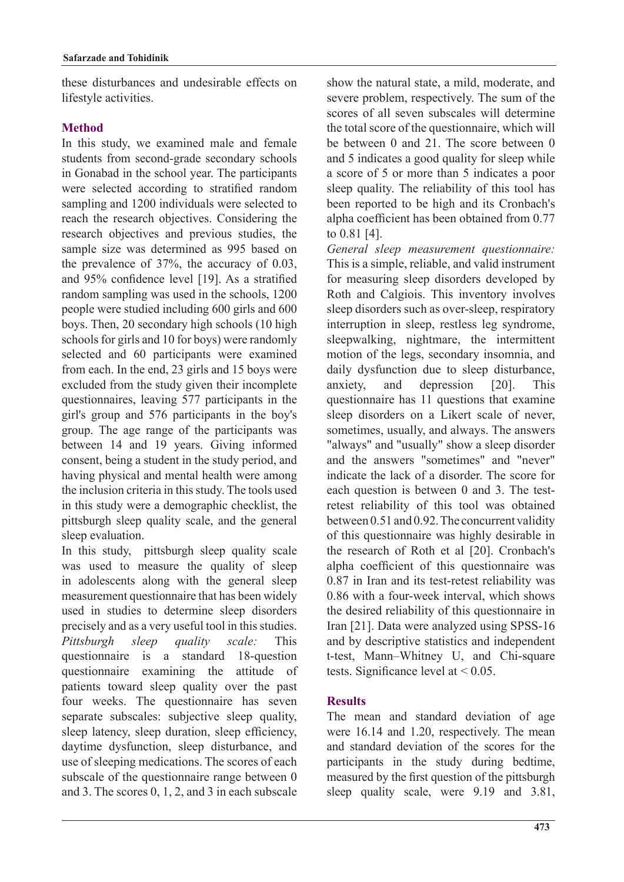these disturbances and undesirable effects on lifestyle activities.

## Method

In this study, we examined male and female students from second-grade secondary schools in Gonabad in the school year. The participants were selected according to stratified random sampling and 1200 individuals were selected to reach the research objectives. Considering the research objectives and previous studies, the sample size was determined as 995 based on the prevalence of 37%, the accuracy of 0.03, and 95% confidence level [19]. As a stratified random sampling was used in the schools, 1200 people were studied including 600 girls and 600 boys. Then, 20 secondary high schools (10 high schools for girls and 10 for boys) were randomly selected and 60 participants were examined from each. In the end, 23 girls and 15 boys were excluded from the study given their incomplete questionnaires, leaving 577 participants in the girl's group and 576 participants in the boy's group. The age range of the participants was between 14 and 19 years. Giving informed consent, being a student in the study period, and having physical and mental health were among the inclusion criteria in this study. The tools used in this study were a demographic checklist, the pittsburgh sleep quality scale, and the general sleep evaluation.

In this study, pittsburgh sleep quality scale was used to measure the quality of sleep in adolescents along with the general sleep measurement questionnaire that has been widely used in studies to determine sleep disorders precisely and as a very useful tool in this studies.

*Pittsburgh sleep quality scale:* This questionnaire is a standard 18-question questionnaire examining the attitude of patients toward sleep quality over the past four weeks. The questionnaire has seven separate subscales: subjective sleep quality, sleep latency, sleep duration, sleep efficiency, daytime dysfunction, sleep disturbance, and use of sleeping medications. The scores of each subscale of the questionnaire range between 0 and 3. The scores 0, 1, 2, and 3 in each subscale show the natural state, a mild, moderate, and severe problem, respectively. The sum of the scores of all seven subscales will determine the total score of the questionnaire, which will be between 0 and 21. The score between 0 and 5 indicates a good quality for sleep while a score of 5 or more than 5 indicates a poor sleep quality. The reliability of this tool has been reported to be high and its Cronbach's alpha coefficient has been obtained from 0.77 to 0.81 [4].

*General sleep measurement questionnaire:* This is a simple, reliable, and valid instrument for measuring sleep disorders developed by Roth and Calgiois. This inventory involves sleep disorders such as over-sleep, respiratory interruption in sleep, restless leg syndrome, sleepwalking, nightmare, the intermittent motion of the legs, secondary insomnia, and daily dysfunction due to sleep disturbance, anxiety, and depression [20]. This questionnaire has 11 questions that examine sleep disorders on a Likert scale of never, sometimes, usually, and always. The answers "always" and "usually" show a sleep disorder and the answers "sometimes" and "never" indicate the lack of a disorder. The score for each question is between 0 and 3. The test-retest reliability of this tool was obtained between 0.51 and 0.92. The concurrent validity of this questionnaire was highly desirable in the research of Roth et al [20]. Cronbach's alpha coefficient of this questionnaire was 0.87 in Iran and its test-retest reliability was 0.86 with a four-week interval, which shows the desired reliability of this questionnaire in Iran [21]. Data were analyzed using SPSS-16 and by descriptive statistics and independent t-test, Mann–Whitney U, and Chi-square tests. Significance level at $< 0.05$.

## Results

The mean and standard deviation of age were 16.14 and 1.20, respectively. The mean and standard deviation of the scores for the participants in the study during bedtime, measured by the first question of the pittsburgh sleep quality scale, were 9.19 and 3.81,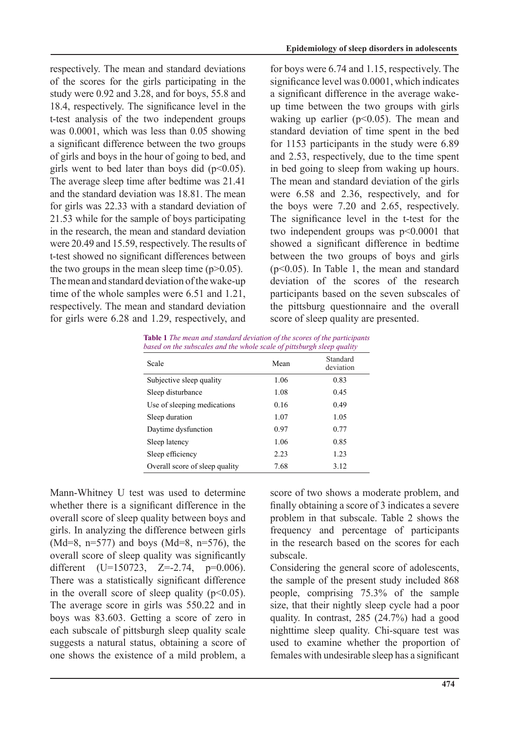respectively. The mean and standard deviations of the scores for the girls participating in the study were 0.92 and 3.28, and for boys, 55.8 and 18.4, respectively. The significance level in the t-test analysis of the two independent groups was 0.0001, which was less than 0.05 showing a significant difference between the two groups of girls and boys in the hour of going to bed, and girls went to bed later than boys did ($p<0.05$). The average sleep time after bedtime was 21.41 and the standard deviation was 18.81. The mean for girls was 22.33 with a standard deviation of 21.53 while for the sample of boys participating in the research, the mean and standard deviation were 20.49 and 15.59, respectively. The results of t-test showed no significant differences between the two groups in the mean sleep time ($p>0.05$).

The mean and standard deviation of the wake-up time of the whole samples were 6.51 and 1.21, respectively. The mean and standard deviation for girls were 6.28 and 1.29, respectively, and for boys were 6.74 and 1.15, respectively. The significance level was 0.0001, which indicates a significant difference in the average wake-up time between the two groups with girls waking up earlier ($p<0.05$). The mean and standard deviation of time spent in the bed for 1153 participants in the study were 6.89 and 2.53, respectively, due to the time spent in bed going to sleep from waking up hours. The mean and standard deviation of the girls were 6.58 and 2.36, respectively, and for the boys were 7.20 and 2.65, respectively. The significance level in the t-test for the two independent groups was $p<0.0001$ that showed a significant difference in bedtime between the two groups of boys and girls ($p<0.05$). In Table 1, the mean and standard deviation of the scores of the research participants based on the seven subscales of the pittsburg questionnaire and the overall score of sleep quality are presented.

**Table 1** *The mean and standard deviation of the scores of the participants based on the subscales and the whole scale of pittsburgh sleep quality*

| Scale | Mean | Standard deviation |
|---|---|---|
| Subjective sleep quality | 1.06 | 0.83 |
| Sleep disturbance | 1.08 | 0.45 |
| Use of sleeping medications | 0.16 | 0.49 |
| Sleep duration | 1.07 | 1.05 |
| Daytime dysfunction | 0.97 | 0.77 |
| Sleep latency | 1.06 | 0.85 |
| Sleep efficiency | 2.23 | 1.23 |
| Overall score of sleep quality | 7.68 | 3.12 |

Mann-Whitney U test was used to determine whether there is a significant difference in the overall score of sleep quality between boys and girls. In analyzing the difference between girls (Md=8, n=577) and boys (Md=8, n=576), the overall score of sleep quality was significantly different (U=150723, Z=-2.74, p=0.006). There was a statistically significant difference in the overall score of sleep quality ($p<0.05$). The average score in girls was 550.22 and in boys was 83.603. Getting a score of zero in each subscale of pittsburgh sleep quality scale suggests a natural status, obtaining a score of one shows the existence of a mild problem, a score of two shows a moderate problem, and finally obtaining a score of 3 indicates a severe problem in that subscale. Table 2 shows the frequency and percentage of participants in the research based on the scores for each subscale.

Considering the general score of adolescents, the sample of the present study included 868 people, comprising 75.3% of the sample size, that their nightly sleep cycle had a poor quality. In contrast, 285 (24.7%) had a good nighttime sleep quality. Chi-square test was used to examine whether the proportion of females with undesirable sleep has a significant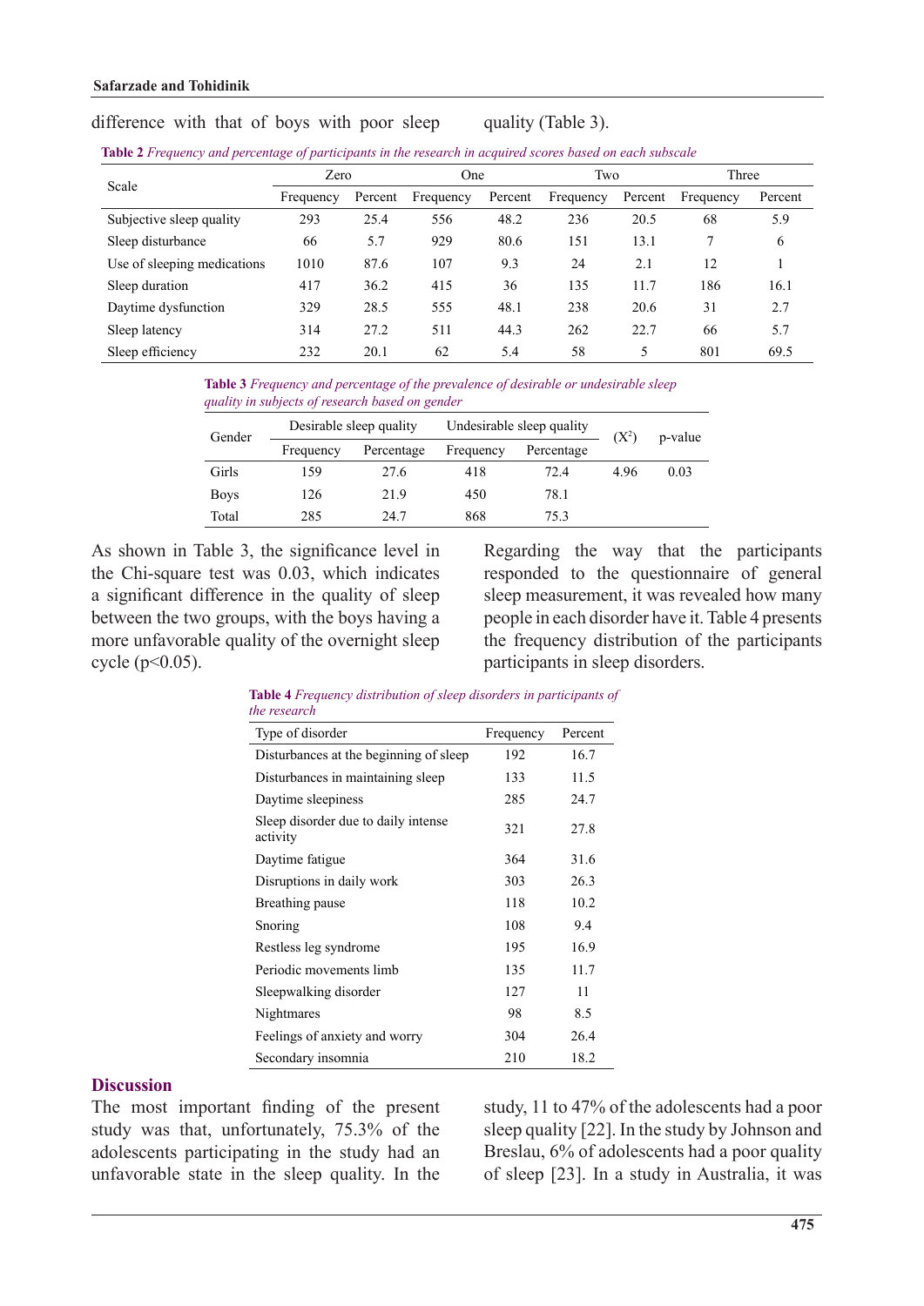difference with that of boys with poor sleep quality (Table 3).

**Table 2** *Frequency and percentage of participants in the research in acquired scores based on each subscale*

| Scale | Zero | | One | | Two | | Three | |
|---|---|---|---|---|---|---|---|---|
| | Frequency | Percent | Frequency | Percent | Frequency | Percent | Frequency | Percent |
| Subjective sleep quality | 293 | 25.4 | 556 | 48.2 | 236 | 20.5 | 68 | 5.9 |
| Sleep disturbance | 66 | 5.7 | 929 | 80.6 | 151 | 13.1 | 7 | 6 |
| Use of sleeping medications | 1010 | 87.6 | 107 | 9.3 | 24 | 2.1 | 12 | 1 |
| Sleep duration | 417 | 36.2 | 415 | 36 | 135 | 11.7 | 186 | 16.1 |
| Daytime dysfunction | 329 | 28.5 | 555 | 48.1 | 238 | 20.6 | 31 | 2.7 |
| Sleep latency | 314 | 27.2 | 511 | 44.3 | 262 | 22.7 | 66 | 5.7 |
| Sleep efficiency | 232 | 20.1 | 62 | 5.4 | 58 | 5 | 801 | 69.5 |

**Table 3** *Frequency and percentage of the prevalence of desirable or undesirable sleep quality in subjects of research based on gender*

| Gender | Desirable sleep quality | | Undesirable sleep quality | | $(X^2)$ | p-value |
|---|---|---|---|---|---|---|
| | Frequency | Percentage | Frequency | Percentage | | |
| Girls | 159 | 27.6 | 418 | 72.4 | 4.96 | 0.03 |
| Boys | 126 | 21.9 | 450 | 78.1 | | |
| Total | 285 | 24.7 | 868 | 75.3 | | |

As shown in Table 3, the significance level in the Chi-square test was 0.03, which indicates a significant difference in the quality of sleep between the two groups, with the boys having a more unfavorable quality of the overnight sleep cycle ($p<0.05$).

Regarding the way that the participants responded to the questionnaire of general sleep measurement, it was revealed how many people in each disorder have it. Table 4 presents the frequency distribution of the participants participants in sleep disorders.

**Table 4** *Frequency distribution of sleep disorders in participants of the research*

| Type of disorder | Frequency | Percent |
|---|---|---|
| Disturbances at the beginning of sleep | 192 | 16.7 |
| Disturbances in maintaining sleep | 133 | 11.5 |
| Daytime sleepiness | 285 | 24.7 |
| Sleep disorder due to daily intense activity | 321 | 27.8 |
| Daytime fatigue | 364 | 31.6 |
| Disruptions in daily work | 303 | 26.3 |
| Breathing pause | 118 | 10.2 |
| Snoring | 108 | 9.4 |
| Restless leg syndrome | 195 | 16.9 |
| Periodic movements limb | 135 | 11.7 |
| Sleepwalking disorder | 127 | 11 |
| Nightmares | 98 | 8.5 |
| Feelings of anxiety and worry | 304 | 26.4 |
| Secondary insomnia | 210 | 18.2 |

## Discussion

The most important finding of the present study was that, unfortunately, 75.3% of the adolescents participating in the study had an unfavorable state in the sleep quality. In the study, 11 to 47% of the adolescents had a poor sleep quality [22]. In the study by Johnson and Breslau, 6% of adolescents had a poor quality of sleep [23]. In a study in Australia, it was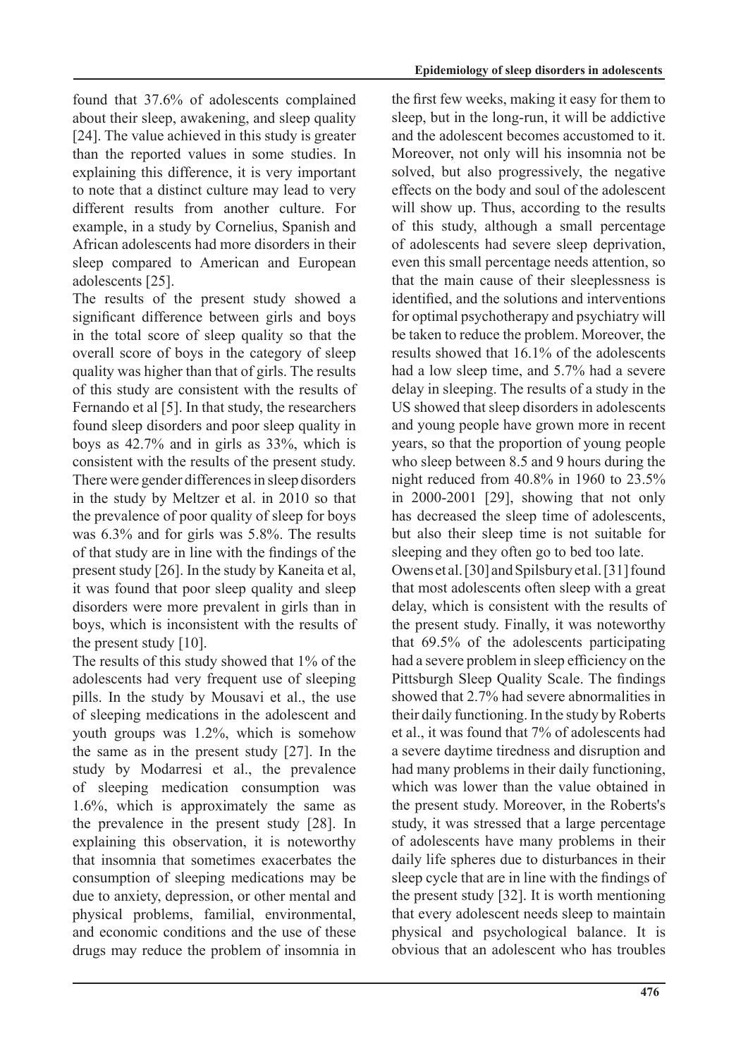found that 37.6% of adolescents complained about their sleep, awakening, and sleep quality [24]. The value achieved in this study is greater than the reported values in some studies. In explaining this difference, it is very important to note that a distinct culture may lead to very different results from another culture. For example, in a study by Cornelius, Spanish and African adolescents had more disorders in their sleep compared to American and European adolescents [25].

The results of the present study showed a significant difference between girls and boys in the total score of sleep quality so that the overall score of boys in the category of sleep quality was higher than that of girls. The results of this study are consistent with the results of Fernando et al [5]. In that study, the researchers found sleep disorders and poor sleep quality in boys as 42.7% and in girls as 33%, which is consistent with the results of the present study. There were gender differences in sleep disorders in the study by Meltzer et al. in 2010 so that the prevalence of poor quality of sleep for boys was 6.3% and for girls was 5.8%. The results of that study are in line with the findings of the present study [26]. In the study by Kaneita et al, it was found that poor sleep quality and sleep disorders were more prevalent in girls than in boys, which is inconsistent with the results of the present study [10].

The results of this study showed that 1% of the adolescents had very frequent use of sleeping pills. In the study by Mousavi et al., the use of sleeping medications in the adolescent and youth groups was 1.2%, which is somehow the same as in the present study [27]. In the study by Modarresi et al., the prevalence of sleeping medication consumption was 1.6%, which is approximately the same as the prevalence in the present study [28]. In explaining this observation, it is noteworthy that insomnia that sometimes exacerbates the consumption of sleeping medications may be due to anxiety, depression, or other mental and physical problems, familial, environmental, and economic conditions and the use of these drugs may reduce the problem of insomnia in the first few weeks, making it easy for them to sleep, but in the long-run, it will be addictive and the adolescent becomes accustomed to it. Moreover, not only will his insomnia not be solved, but also progressively, the negative effects on the body and soul of the adolescent will show up. Thus, according to the results of this study, although a small percentage of adolescents had severe sleep deprivation, even this small percentage needs attention, so that the main cause of their sleeplessness is identified, and the solutions and interventions for optimal psychotherapy and psychiatry will be taken to reduce the problem. Moreover, the results showed that 16.1% of the adolescents had a low sleep time, and 5.7% had a severe delay in sleeping. The results of a study in the US showed that sleep disorders in adolescents and young people have grown more in recent years, so that the proportion of young people who sleep between 8.5 and 9 hours during the night reduced from 40.8% in 1960 to 23.5% in 2000-2001 [29], showing that not only has decreased the sleep time of adolescents, but also their sleep time is not suitable for sleeping and they often go to bed too late.

Owens et al. [30] and Spilsbury et al. [31] found that most adolescents often sleep with a great delay, which is consistent with the results of the present study. Finally, it was noteworthy that 69.5% of the adolescents participating had a severe problem in sleep efficiency on the Pittsburgh Sleep Quality Scale. The findings showed that 2.7% had severe abnormalities in their daily functioning. In the study by Roberts et al., it was found that 7% of adolescents had a severe daytime tiredness and disruption and had many problems in their daily functioning, which was lower than the value obtained in the present study. Moreover, in the Roberts's study, it was stressed that a large percentage of adolescents have many problems in their daily life spheres due to disturbances in their sleep cycle that are in line with the findings of the present study [32]. It is worth mentioning that every adolescent needs sleep to maintain physical and psychological balance. It is obvious that an adolescent who has troubles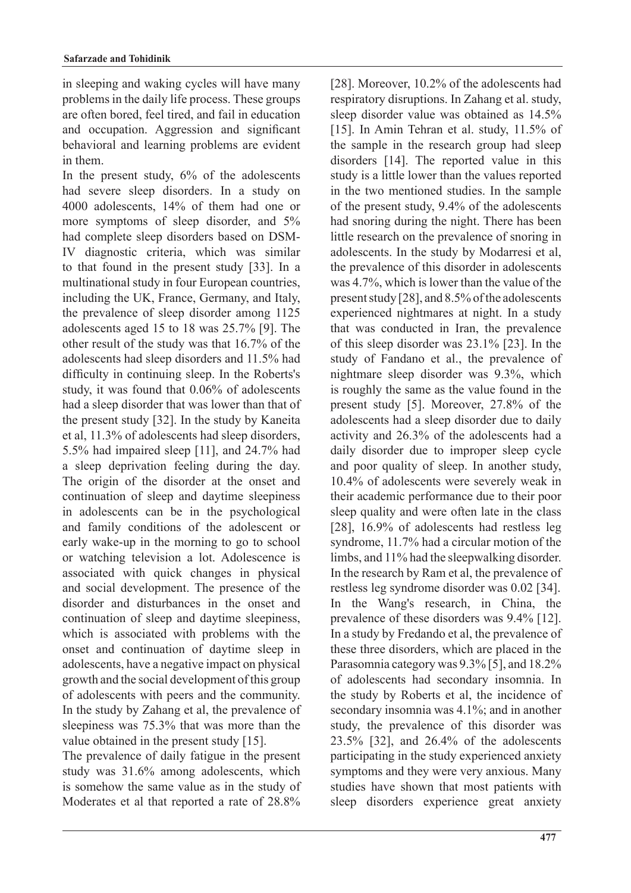in sleeping and waking cycles will have many problems in the daily life process. These groups are often bored, feel tired, and fail in education and occupation. Aggression and significant behavioral and learning problems are evident in them.

In the present study, 6% of the adolescents had severe sleep disorders. In a study on 4000 adolescents, 14% of them had one or more symptoms of sleep disorder, and 5% had complete sleep disorders based on DSM-IV diagnostic criteria, which was similar to that found in the present study [33]. In a multinational study in four European countries, including the UK, France, Germany, and Italy, the prevalence of sleep disorder among 1125 adolescents aged 15 to 18 was 25.7% [9]. The other result of the study was that 16.7% of the adolescents had sleep disorders and 11.5% had difficulty in continuing sleep. In the Roberts's study, it was found that 0.06% of adolescents had a sleep disorder that was lower than that of the present study [32]. In the study by Kaneita et al, 11.3% of adolescents had sleep disorders, 5.5% had impaired sleep [11], and 24.7% had a sleep deprivation feeling during the day. The origin of the disorder at the onset and continuation of sleep and daytime sleepiness in adolescents can be in the psychological and family conditions of the adolescent or early wake-up in the morning to go to school or watching television a lot. Adolescence is associated with quick changes in physical and social development. The presence of the disorder and disturbances in the onset and continuation of sleep and daytime sleepiness, which is associated with problems with the onset and continuation of daytime sleep in adolescents, have a negative impact on physical growth and the social development of this group of adolescents with peers and the community. In the study by Zahang et al, the prevalence of sleepiness was 75.3% that was more than the value obtained in the present study [15].

The prevalence of daily fatigue in the present study was 31.6% among adolescents, which is somehow the same value as in the study of Moderates et al that reported a rate of 28.8% [28]. Moreover, 10.2% of the adolescents had respiratory disruptions. In Zahang et al. study, sleep disorder value was obtained as 14.5% [15]. In Amin Tehran et al. study, 11.5% of the sample in the research group had sleep disorders [14]. The reported value in this study is a little lower than the values reported in the two mentioned studies. In the sample of the present study, 9.4% of the adolescents had snoring during the night. There has been little research on the prevalence of snoring in adolescents. In the study by Modarresi et al, the prevalence of this disorder in adolescents was 4.7%, which is lower than the value of the present study [28], and 8.5% of the adolescents experienced nightmares at night. In a study that was conducted in Iran, the prevalence of this sleep disorder was 23.1% [23]. In the study of Fandano et al., the prevalence of nightmare sleep disorder was 9.3%, which is roughly the same as the value found in the present study [5]. Moreover, 27.8% of the adolescents had a sleep disorder due to daily activity and 26.3% of the adolescents had a daily disorder due to improper sleep cycle and poor quality of sleep. In another study, 10.4% of adolescents were severely weak in their academic performance due to their poor sleep quality and were often late in the class [28], 16.9% of adolescents had restless leg syndrome, 11.7% had a circular motion of the limbs, and 11% had the sleepwalking disorder. In the research by Ram et al, the prevalence of restless leg syndrome disorder was 0.02 [34]. In the Wang's research, in China, the prevalence of these disorders was 9.4% [12]. In a study by Fredando et al, the prevalence of these three disorders, which are placed in the Parasomnia category was 9.3% [5], and 18.2% of adolescents had secondary insomnia. In the study by Roberts et al, the incidence of secondary insomnia was 4.1%; and in another study, the prevalence of this disorder was 23.5% [32], and 26.4% of the adolescents participating in the study experienced anxiety symptoms and they were very anxious. Many studies have shown that most patients with sleep disorders experience great anxiety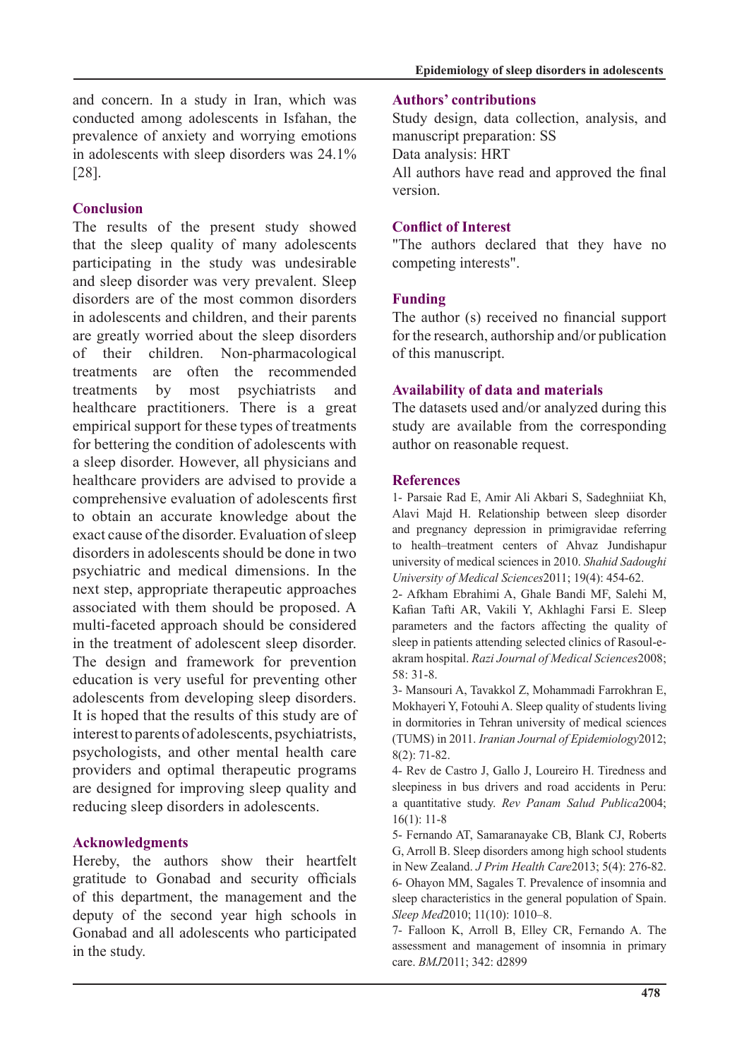and concern. In a study in Iran, which was conducted among adolescents in Isfahan, the prevalence of anxiety and worrying emotions in adolescents with sleep disorders was 24.1% [28].

## Conclusion

The results of the present study showed that the sleep quality of many adolescents participating in the study was undesirable and sleep disorder was very prevalent. Sleep disorders are of the most common disorders in adolescents and children, and their parents are greatly worried about the sleep disorders of their children. Non-pharmacological treatments are often the recommended treatments by most psychiatrists and healthcare practitioners. There is a great empirical support for these types of treatments for bettering the condition of adolescents with a sleep disorder. However, all physicians and healthcare providers are advised to provide a comprehensive evaluation of adolescents first to obtain an accurate knowledge about the exact cause of the disorder. Evaluation of sleep disorders in adolescents should be done in two psychiatric and medical dimensions. In the next step, appropriate therapeutic approaches associated with them should be proposed. A multi-faceted approach should be considered in the treatment of adolescent sleep disorder. The design and framework for prevention education is very useful for preventing other adolescents from developing sleep disorders. It is hoped that the results of this study are of interest to parents of adolescents, psychiatrists, psychologists, and other mental health care providers and optimal therapeutic programs are designed for improving sleep quality and reducing sleep disorders in adolescents.

## Acknowledgments

Hereby, the authors show their heartfelt gratitude to Gonabad and security officials of this department, the management and the deputy of the second year high schools in Gonabad and all adolescents who participated in the study.

## Authors' contributions

Study design, data collection, analysis, and manuscript preparation: SS

Data analysis: HRT

All authors have read and approved the final version.

## Conflict of Interest

"The authors declared that they have no competing interests".

## Funding

The author (s) received no financial support for the research, authorship and/or publication of this manuscript.

## Availability of data and materials

The datasets used and/or analyzed during this study are available from the corresponding author on reasonable request.

## References

1- Parsaie Rad E, Amir Ali Akbari S, Sadeghniiat Kh, Alavi Majd H. Relationship between sleep disorder and pregnancy depression in primigravidae referring to health–treatment centers of Ahvaz Jundishapur university of medical sciences in 2010. *Shahid Sadoughi University of Medical Sciences* 2011; 19(4): 454-62.

2- Afkham Ebrahimi A, Ghale Bandi MF, Salehi M, Kafian Tafti AR, Vakili Y, Akhlaghi Farsi E. Sleep parameters and the factors affecting the quality of sleep in patients attending selected clinics of Rasoul-e-akram hospital. *Razi Journal of Medical Sciences* 2008; 58: 31-8.

3- Mansouri A, Tavakkol Z, Mohammadi Farrokhran E, Mokhayeri Y, Fotouhi A. Sleep quality of students living in dormitories in Tehran university of medical sciences (TUMS) in 2011. *Iranian Journal of Epidemiology* 2012; 8(2): 71-82.

4- Rev de Castro J, Gallo J, Loureiro H. Tiredness and sleepiness in bus drivers and road accidents in Peru: a quantitative study. *Rev Panam Salud Publica* 2004; 16(1): 11-8

5- Fernando AT, Samaranayake CB, Blank CJ, Roberts G, Arroll B. Sleep disorders among high school students in New Zealand. *J Prim Health Care* 2013; 5(4): 276-82.

6- Ohayon MM, Sagales T. Prevalence of insomnia and sleep characteristics in the general population of Spain. *Sleep Med* 2010; 11(10): 1010–8.

7- Falloon K, Arroll B, Elley CR, Fernando A. The assessment and management of insomnia in primary care. *BMJ* 2011; 342: d2899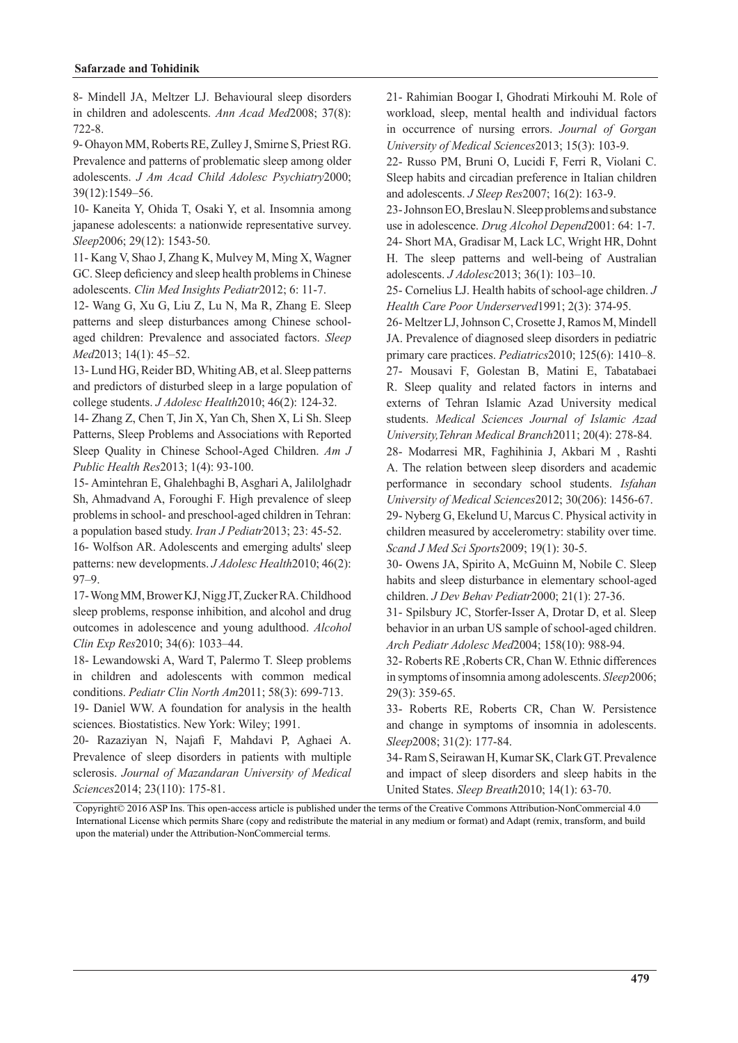8- Mindell JA, Meltzer LJ. Behavioural sleep disorders in children and adolescents. *Ann Acad Med*2008; 37(8): 722-8.

9- Ohayon MM, Roberts RE, Zulley J, Smirne S, Priest RG. Prevalence and patterns of problematic sleep among older adolescents. *J Am Acad Child Adolesc Psychiatry*2000; 39(12):1549–56.

10- Kaneita Y, Ohida T, Osaki Y, et al. Insomnia among japanese adolescents: a nationwide representative survey. *Sleep*2006; 29(12): 1543-50.

11- Kang V, Shao J, Zhang K, Mulvey M, Ming X, Wagner GC. Sleep deficiency and sleep health problems in Chinese adolescents. *Clin Med Insights Pediatr*2012; 6: 11-7.

12- Wang G, Xu G, Liu Z, Lu N, Ma R, Zhang E. Sleep patterns and sleep disturbances among Chinese school-aged children: Prevalence and associated factors. *Sleep Med*2013; 14(1): 45–52.

13- Lund HG, Reider BD, Whiting AB, et al. Sleep patterns and predictors of disturbed sleep in a large population of college students. *J Adolesc Health*2010; 46(2): 124-32.

14- Zhang Z, Chen T, Jin X, Yan Ch, Shen X, Li Sh. Sleep Patterns, Sleep Problems and Associations with Reported Sleep Quality in Chinese School-Aged Children. *Am J Public Health Res*2013; 1(4): 93-100.

15- Amintehran E, Ghalehbaghi B, Asghari A, Jalilolghadr Sh, Ahmadvand A, Foroughi F. High prevalence of sleep problems in school- and preschool-aged children in Tehran: a population based study. *Iran J Pediatr*2013; 23: 45-52.

16- Wolfson AR. Adolescents and emerging adults' sleep patterns: new developments. *J Adolesc Health*2010; 46(2): 97–9.

17- Wong MM, Brower KJ, Nigg JT, Zucker RA. Childhood sleep problems, response inhibition, and alcohol and drug outcomes in adolescence and young adulthood. *Alcohol Clin Exp Res*2010; 34(6): 1033–44.

18- Lewandowski A, Ward T, Palermo T. Sleep problems in children and adolescents with common medical conditions. *Pediatr Clin North Am*2011; 58(3): 699-713.

19- Daniel WW. A foundation for analysis in the health sciences. Biostatistics. New York: Wiley; 1991.

20- Razaziyan N, Najafi F, Mahdavi P, Aghaei A. Prevalence of sleep disorders in patients with multiple sclerosis. *Journal of Mazandaran University of Medical Sciences*2014; 23(110): 175-81.

21- Rahimian Boogar I, Ghodrati Mirkouhi M. Role of workload, sleep, mental health and individual factors in occurrence of nursing errors. *Journal of Gorgan University of Medical Sciences*2013; 15(3): 103-9.

22- Russo PM, Bruni O, Lucidi F, Ferri R, Violani C. Sleep habits and circadian preference in Italian children and adolescents. *J Sleep Res*2007; 16(2): 163-9.

23- Johnson EO, Breslau N. Sleep problems and substance use in adolescence. *Drug Alcohol Depend*2001: 64: 1-7.

24- Short MA, Gradisar M, Lack LC, Wright HR, Dohnt H. The sleep patterns and well-being of Australian adolescents. *J Adolesc*2013; 36(1): 103–10.

25- Cornelius LJ. Health habits of school-age children. *J Health Care Poor Underserved*1991; 2(3): 374-95.

26- Meltzer LJ, Johnson C, Crosette J, Ramos M, Mindell JA. Prevalence of diagnosed sleep disorders in pediatric primary care practices. *Pediatrics*2010; 125(6): 1410–8.

27- Mousavi F, Golestan B, Matini E, Tabatabaei R. Sleep quality and related factors in interns and externs of Tehran Islamic Azad University medical students. *Medical Sciences Journal of Islamic Azad University,Tehran Medical Branch*2011; 20(4): 278-84.

28- Modarresi MR, Faghihinia J, Akbari M , Rashti A. The relation between sleep disorders and academic performance in secondary school students. *Isfahan University of Medical Sciences*2012; 30(206): 1456-67.

29- Nyberg G, Ekelund U, Marcus C. Physical activity in children measured by accelerometry: stability over time. *Scand J Med Sci Sports*2009; 19(1): 30-5.

30- Owens JA, Spirito A, McGuinn M, Nobile C. Sleep habits and sleep disturbance in elementary school-aged children. *J Dev Behav Pediatr*2000; 21(1): 27-36.

31- Spilsbury JC, Storfer-Isser A, Drotar D, et al. Sleep behavior in an urban US sample of school-aged children. *Arch Pediatr Adolesc Med*2004; 158(10): 988-94.

32- Roberts RE ,Roberts CR, Chan W. Ethnic differences in symptoms of insomnia among adolescents. *Sleep*2006; 29(3): 359-65.

33- Roberts RE, Roberts CR, Chan W. Persistence and change in symptoms of insomnia in adolescents. *Sleep*2008; 31(2): 177-84.

34- Ram S, Seirawan H, Kumar SK, Clark GT. Prevalence and impact of sleep disorders and sleep habits in the United States. *Sleep Breath*2010; 14(1): 63-70.

Copyright© 2016 ASP Ins. This open-access article is published under the terms of the Creative Commons Attribution-NonCommercial 4.0 International License which permits Share (copy and redistribute the material in any medium or format) and Adapt (remix, transform, and build upon the material) under the Attribution-NonCommercial terms.